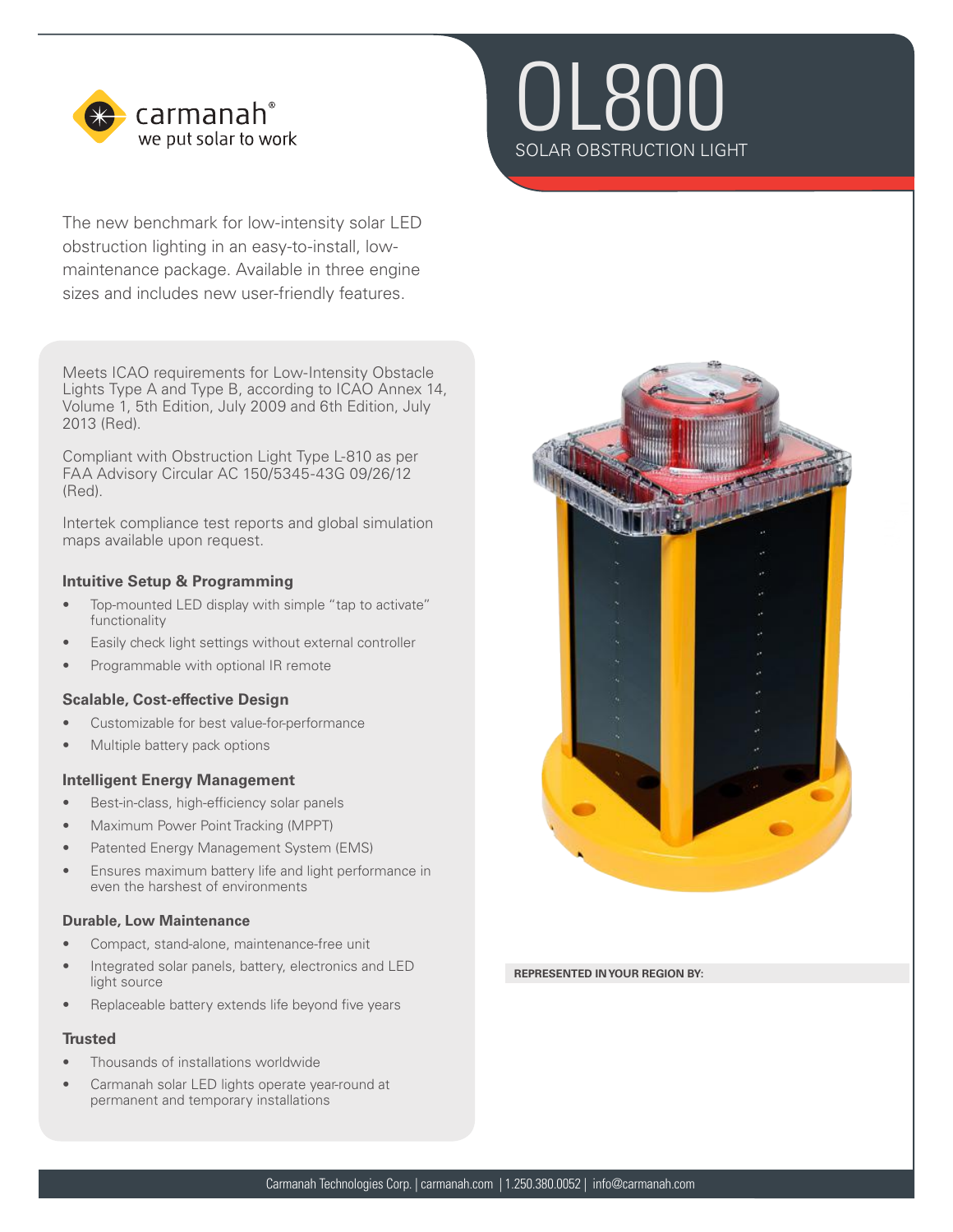carmanah®
we put solar to work

# OL800

## SOLAR OBSTRUCTION LIGHT

The new benchmark for low-intensity solar LED obstruction lighting in an easy-to-install, low-maintenance package. Available in three engine sizes and includes new user-friendly features.

Meets ICAO requirements for Low-Intensity Obstacle Lights Type A and Type B, according to ICAO Annex 14, Volume 1, 5th Edition, July 2009 and 6th Edition, July 2013 (Red).

Compliant with Obstruction Light Type L-810 as per FAA Advisory Circular AC 150/5345-43G 09/26/12 (Red).

Intertek compliance test reports and global simulation maps available upon request.

### Intuitive Setup & Programming

- Top-mounted LED display with simple "tap to activate" functionality
- Easily check light settings without external controller
- Programmable with optional IR remote

### Scalable, Cost-effective Design

- Customizable for best value-for-performance
- Multiple battery pack options

### Intelligent Energy Management

- Best-in-class, high-efficiency solar panels
- Maximum Power Point Tracking (MPPT)
- Patented Energy Management System (EMS)
- Ensures maximum battery life and light performance in even the harshest of environments

### Durable, Low Maintenance

- Compact, stand-alone, maintenance-free unit
- Integrated solar panels, battery, electronics and LED light source
- Replaceable battery extends life beyond five years

### Trusted

- Thousands of installations worldwide
- Carmanah solar LED lights operate year-round at permanent and temporary installations

**REPRESENTED IN YOUR REGION BY:**

Carmanah Technologies Corp. | carmanah.com | 1.250.380.0052 | info@carmanah.com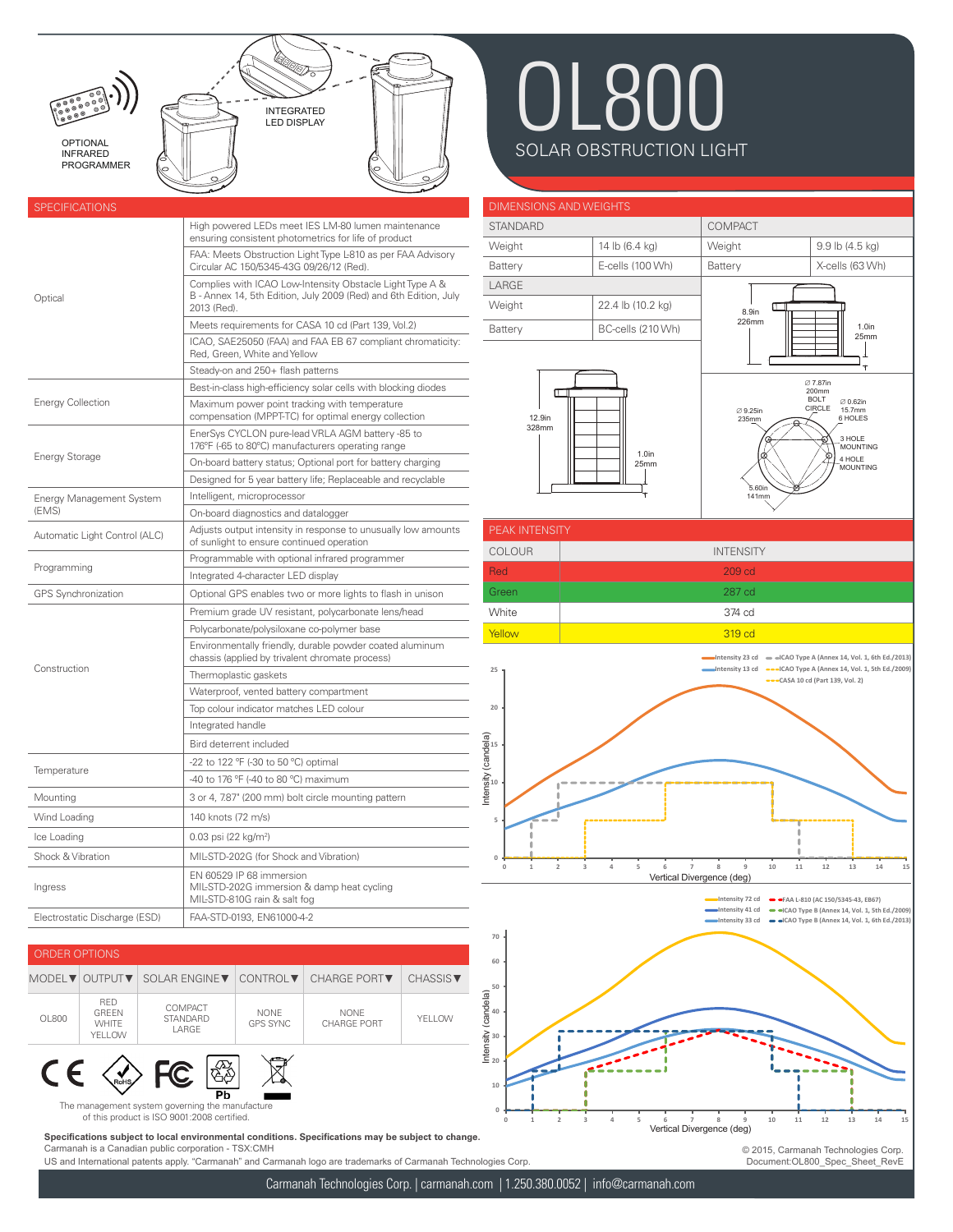OPTIONAL INFRARED PROGRAMMER

INTEGRATED LED DISPLAY

# OL800

## SOLAR OBSTRUCTION LIGHT

## SPECIFICATIONS

| | |
|---|---|
| Optical | High powered LEDs meet IES LM-80 lumen maintenance ensuring consistent photometrics for life of product |
| | FAA: Meets Obstruction Light Type L-810 as per FAA Advisory Circular AC 150/5345-43G 09/26/12 (Red). |
| | Complies with ICAO Low-Intensity Obstacle Light Type A & B - Annex 14, 5th Edition, July 2009 (Red) and 6th Edition, July 2013 (Red). |
| | Meets requirements for CASA 10 cd (Part 139, Vol.2) |
| | ICAO, SAE25050 (FAA) and FAA EB 67 compliant chromaticity: Red, Green, White and Yellow |
| | Steady-on and 250+ flash patterns |
| Energy Collection | Best-in-class high-efficiency solar cells with blocking diodes |
| | Maximum power point tracking with temperature compensation (MPPT-TC) for optimal energy collection |
| Energy Storage | EnerSys CYCLON pure-lead VRLA AGM battery -85 to 176°F (-65 to 80°C) manufacturers operating range |
| | On-board battery status; Optional port for battery charging |
| | Designed for 5 year battery life; Replaceable and recyclable |
| Energy Management System (EMS) | Intelligent, microprocessor |
| | On-board diagnostics and datalogger |
| Automatic Light Control (ALC) | Adjusts output intensity in response to unusually low amounts of sunlight to ensure continued operation |
| Programming | Programmable with optional infrared programmer |
| | Integrated 4-character LED display |
| GPS Synchronization | Optional GPS enables two or more lights to flash in unison |
| Construction | Premium grade UV resistant, polycarbonate lens/head |
| | Polycarbonate/polysiloxane co-polymer base |
| | Environmentally friendly, durable powder coated aluminum chassis (applied by trivalent chromate process) |
| | Thermoplastic gaskets |
| | Waterproof, vented battery compartment |
| | Top colour indicator matches LED colour |
| | Integrated handle |
| | Bird deterrent included |
| Temperature | -22 to 122 °F (-30 to 50 °C) optimal |
| | -40 to 176 °F (-40 to 80 °C) maximum |
| Mounting | 3 or 4, 7.87" (200 mm) bolt circle mounting pattern |
| Wind Loading | 140 knots (72 m/s) |
| Ice Loading | 0.03 psi (22 kg/m²) |
| Shock & Vibration | MIL-STD-202G (for Shock and Vibration) |
| Ingress | EN 60529 IP 68 immersion<br>MIL-STD-202G immersion & damp heat cycling<br>MIL-STD-810G rain & salt fog |
| Electrostatic Discharge (ESD) | FAA-STD-0193, EN61000-4-2 |

## DIMENSIONS AND WEIGHTS

| STANDARD | | COMPACT | |
|---|---|---|---|
| Weight | 14 lb (6.4 kg) | Weight | 9.9 lb (4.5 kg) |
| Battery | E-cells (100 Wh) | Battery | X-cells (63 Wh) |

| LARGE | |
|---|---|
| Weight | 22.4 lb (10.2 kg) |
| Battery | BC-cells (210 Wh) |

12.9in 328mm
1.0in 25mm
8.9in 226mm
1.0in 25mm
Ø 7.87in 200mm BOLT CIRCLE
Ø 0.62in 15.7mm 6 HOLES
Ø 9.25in 235mm
3 HOLE MOUNTING
4 HOLE MOUNTING
5.60in 141mm

## PEAK INTENSITY

| COLOUR | INTENSITY |
|---|---|
| Red | 209 cd |
| Green | 287 cd |
| White | 374 cd |
| Yellow | 319 cd |

Intensity 23 cd
Intensity 13 cd
ICAO Type A (Annex 14, Vol. 1, 6th Ed./2013)
ICAO Type A (Annex 14, Vol. 1, 5th Ed./2009)
CASA 10 cd (Part 139, Vol. 2)
Intensity (candela)
Vertical Divergence (deg)

Intensity 72 cd
Intensity 41 cd
Intensity 33 cd
FAA L-810 (AC 150/5345-43, EB67)
ICAO Type B (Annex 14, Vol. 1, 5th Ed./2009)
ICAO Type B (Annex 14, Vol. 1, 6th Ed./2013)
Intensity (candela)
Vertical Divergence (deg)

## ORDER OPTIONS

| MODEL▼ | OUTPUT▼ | SOLAR ENGINE▼ | CONTROL▼ | CHARGE PORT▼ | CHASSIS▼ |
|---|---|---|---|---|---|
| OL800 | RED<br>GREEN<br>WHITE<br>YELLOW | COMPACT<br>STANDARD<br>LARGE | NONE<br>GPS SYNC | NONE<br>CHARGE PORT | YELLOW |

The management system governing the manufacture of this product is ISO 9001:2008 certified.

**Specifications subject to local environmental conditions. Specifications may be subject to change.**
Carmanah is a Canadian public corporation - TSX:CMH
US and International patents apply. "Carmanah" and Carmanah logo are trademarks of Carmanah Technologies Corp.

© 2015, Carmanah Technologies Corp.
Document:OL800_Spec_Sheet_RevE

Carmanah Technologies Corp. | carmanah.com | 1.250.380.0052 | info@carmanah.com